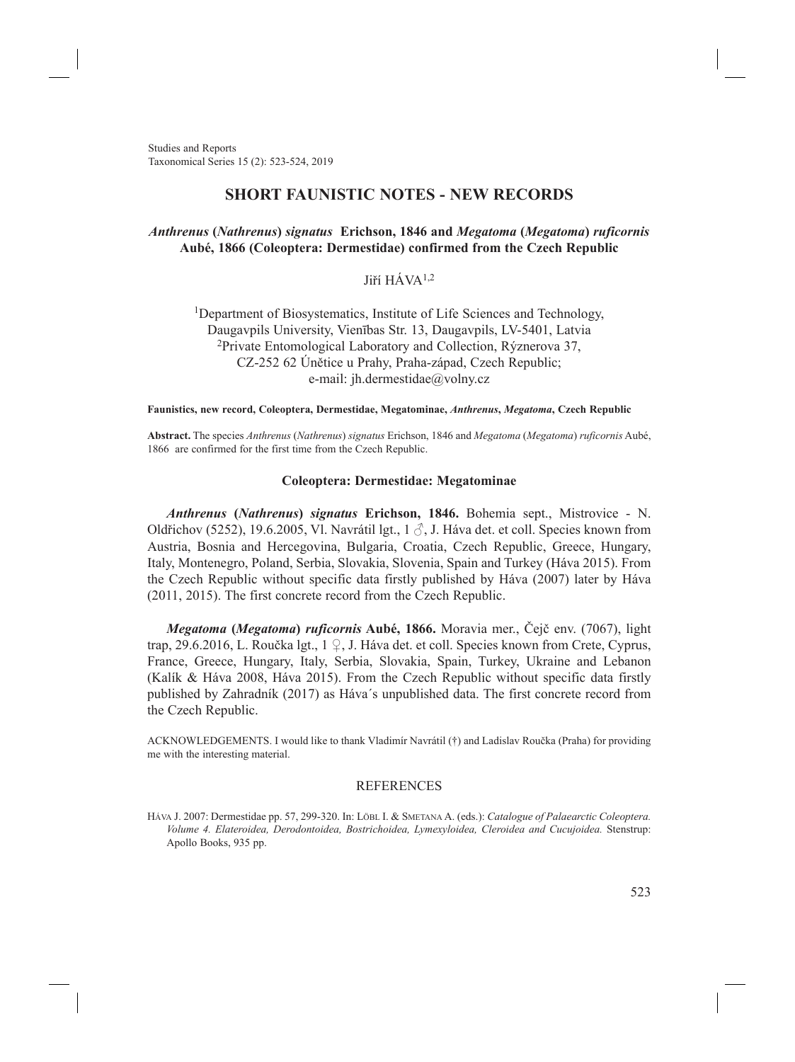# SHORT FAUNISTIC NOTES - NEW RECORDS

## *Anthrenus* (*Nathrenus*) *signatus* Erichson, 1846 and *Megatoma* (*Megatoma*) *ruficornis* Aubé, 1866 (Coleoptera: Dermestidae) confirmed from the Czech Republic

Jiří HÁVA[1,2]

[1]Department of Biosystematics, Institute of Life Sciences and Technology, Daugavpils University, Vienības Str. 13, Daugavpils, LV-5401, Latvia
[2]Private Entomological Laboratory and Collection, Rýznerova 37, CZ-252 62 Únětice u Prahy, Praha-západ, Czech Republic; e-mail: jh.dermestidae@volny.cz

**Faunistics, new record, Coleoptera, Dermestidae, Megatominae, *Anthrenus*, *Megatoma*, Czech Republic**

**Abstract.** The species *Anthrenus* (*Nathrenus*) *signatus* Erichson, 1846 and *Megatoma* (*Megatoma*) *ruficornis* Aubé, 1866 are confirmed for the first time from the Czech Republic.

### Coleoptera: Dermestidae: Megatominae

***Anthrenus* (*Nathrenus*) *signatus* Erichson, 1846.** Bohemia sept., Mistrovice - N. Oldřichov (5252), 19.6.2005, Vl. Navrátil lgt., 1 ♂, J. Háva det. et coll. Species known from Austria, Bosnia and Hercegovina, Bulgaria, Croatia, Czech Republic, Greece, Hungary, Italy, Montenegro, Poland, Serbia, Slovakia, Slovenia, Spain and Turkey (Háva 2015). From the Czech Republic without specific data firstly published by Háva (2007) later by Háva (2011, 2015). The first concrete record from the Czech Republic.

***Megatoma* (*Megatoma*) *ruficornis* Aubé, 1866.** Moravia mer., Čejč env. (7067), light trap, 29.6.2016, L. Roučka lgt., 1 ♀, J. Háva det. et coll. Species known from Crete, Cyprus, France, Greece, Hungary, Italy, Serbia, Slovakia, Spain, Turkey, Ukraine and Lebanon (Kalík & Háva 2008, Háva 2015). From the Czech Republic without specific data firstly published by Zahradník (2017) as Háva´s unpublished data. The first concrete record from the Czech Republic.

ACKNOWLEDGEMENTS. I would like to thank Vladimír Navrátil (†) and Ladislav Roučka (Praha) for providing me with the interesting material.

### REFERENCES

HÁVA J. 2007: Dermestidae pp. 57, 299-320. In: LÖBL I. & SMETANA A. (eds.): *Catalogue of Palaearctic Coleoptera. Volume 4. Elateroidea, Derodontoidea, Bostrichoidea, Lymexyloidea, Cleroidea and Cucujoidea.* Stenstrup: Apollo Books, 935 pp.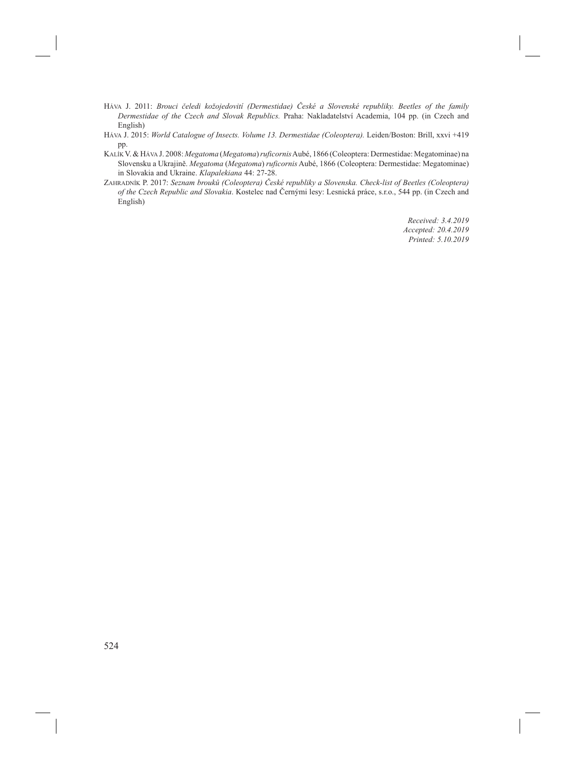Háva J. 2011: *Brouci čeledi kožojedovití (Dermestidae) České a Slovenské republiky. Beetles of the family Dermestidae of the Czech and Slovak Republics.* Praha: Nakladatelství Academia, 104 pp. (in Czech and English)

Háva J. 2015: *World Catalogue of Insects. Volume 13. Dermestidae (Coleoptera).* Leiden/Boston: Brill, xxvi +419 pp.

Kalík V. & Háva J. 2008: *Megatoma* (*Megatoma*) *ruficornis* Aubé, 1866 (Coleoptera: Dermestidae: Megatominae) na Slovensku a Ukrajině. *Megatoma* (*Megatoma*) *ruficornis* Aubé, 1866 (Coleoptera: Dermestidae: Megatominae) in Slovakia and Ukraine. *Klapalekiana* 44: 27-28.

Zahradník P. 2017: *Seznam brouků (Coleoptera) České republiky a Slovenska. Check-list of Beetles (Coleoptera) of the Czech Republic and Slovakia*. Kostelec nad Černými lesy: Lesnická práce, s.r.o., 544 pp. (in Czech and English)

*Received: 3.4.2019*
*Accepted: 20.4.2019*
*Printed: 5.10.2019*